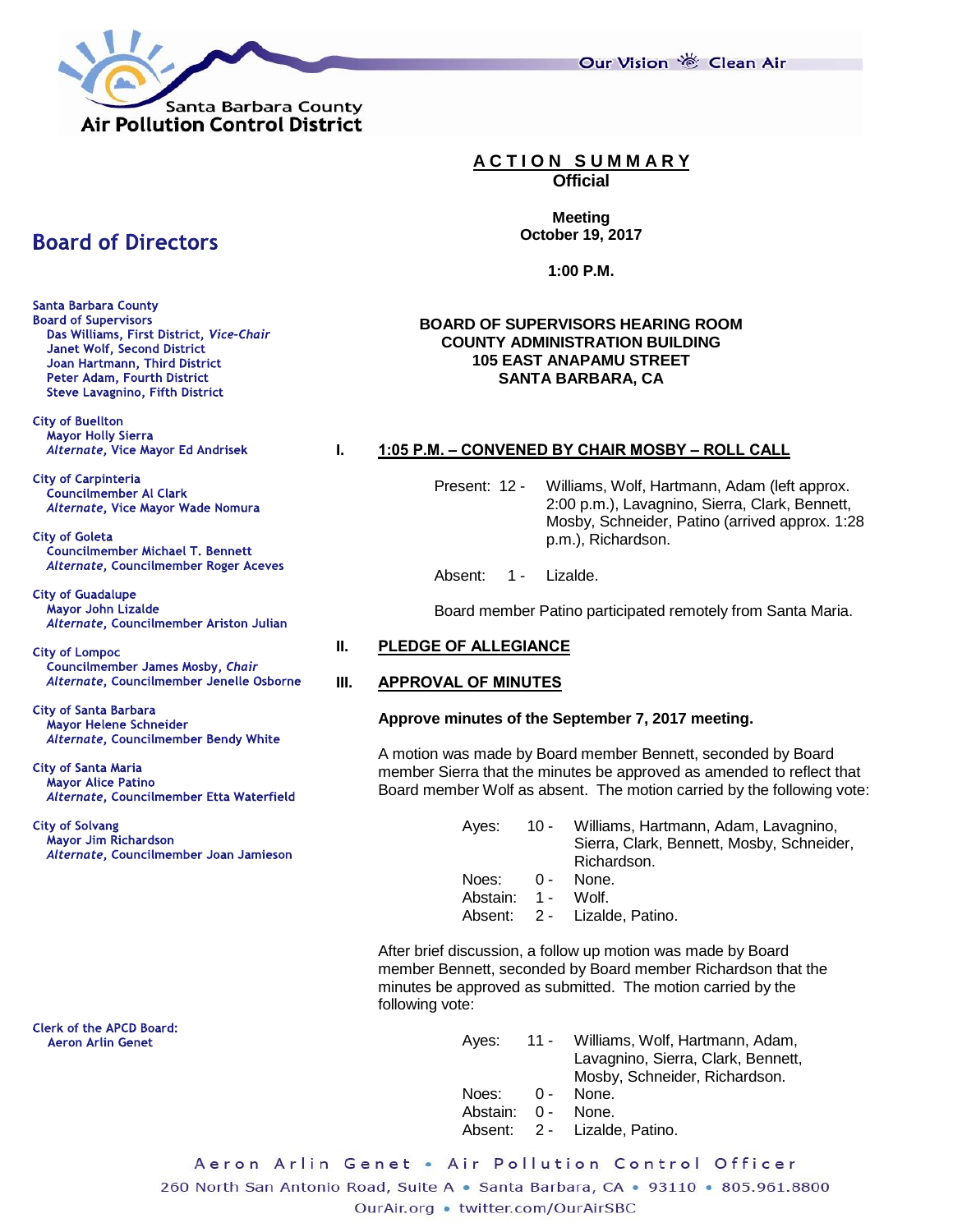Santa Barbara County
Air Pollution Control District

Our Vision Clean Air

# ACTION SUMMARY
**Official**

**Meeting**
**October 19, 2017**

**1:00 P.M.**

**BOARD OF SUPERVISORS HEARING ROOM**
**COUNTY ADMINISTRATION BUILDING**
**105 EAST ANAPAMU STREET**
**SANTA BARBARA, CA**

## Board of Directors

Santa Barbara County
Board of Supervisors
- Das Williams, First District, *Vice-Chair*
- Janet Wolf, Second District
- Joan Hartmann, Third District
- Peter Adam, Fourth District
- Steve Lavagnino, Fifth District

City of Buellton
- Mayor Holly Sierra
- *Alternate*, Vice Mayor Ed Andrisek

City of Carpinteria
- Councilmember Al Clark
- *Alternate*, Vice Mayor Wade Nomura

City of Goleta
- Councilmember Michael T. Bennett
- *Alternate*, Councilmember Roger Aceves

City of Guadalupe
- Mayor John Lizalde
- *Alternate*, Councilmember Ariston Julian

City of Lompoc
- Councilmember James Mosby, *Chair*
- *Alternate*, Councilmember Jenelle Osborne

City of Santa Barbara
- Mayor Helene Schneider
- *Alternate*, Councilmember Bendy White

City of Santa Maria
- Mayor Alice Patino
- *Alternate*, Councilmember Etta Waterfield

City of Solvang
- Mayor Jim Richardson
- *Alternate*, Councilmember Joan Jamieson

Clerk of the APCD Board:
Aeron Arlin Genet

## I. 1:05 P.M. – CONVENED BY CHAIR MOSBY – ROLL CALL

Present: 12 - Williams, Wolf, Hartmann, Adam (left approx. 2:00 p.m.), Lavagnino, Sierra, Clark, Bennett, Mosby, Schneider, Patino (arrived approx. 1:28 p.m.), Richardson.

Absent: 1 - Lizalde.

Board member Patino participated remotely from Santa Maria.

## II. PLEDGE OF ALLEGIANCE

## III. APPROVAL OF MINUTES

**Approve minutes of the September 7, 2017 meeting.**

A motion was made by Board member Bennett, seconded by Board member Sierra that the minutes be approved as amended to reflect that Board member Wolf as absent. The motion carried by the following vote:

Ayes: 10 - Williams, Hartmann, Adam, Lavagnino, Sierra, Clark, Bennett, Mosby, Schneider, Richardson.
Noes: 0 - None.
Abstain: 1 - Wolf.
Absent: 2 - Lizalde, Patino.

After brief discussion, a follow up motion was made by Board member Bennett, seconded by Board member Richardson that the minutes be approved as submitted. The motion carried by the following vote:

Ayes: 11 - Williams, Wolf, Hartmann, Adam, Lavagnino, Sierra, Clark, Bennett, Mosby, Schneider, Richardson.
Noes: 0 - None.
Abstain: 0 - None.
Absent: 2 - Lizalde, Patino.

Aeron Arlin Genet • Air Pollution Control Officer
260 North San Antonio Road, Suite A • Santa Barbara, CA • 93110 • 805.961.8800
OurAir.org • twitter.com/OurAirSBC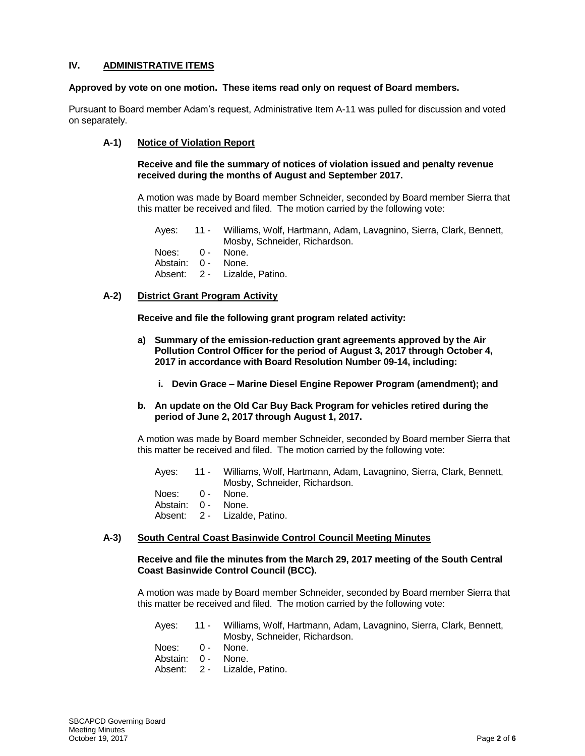## IV. ADMINISTRATIVE ITEMS

**Approved by vote on one motion. These items read only on request of Board members.**

Pursuant to Board member Adam's request, Administrative Item A-11 was pulled for discussion and voted on separately.

### A-1) Notice of Violation Report

**Receive and file the summary of notices of violation issued and penalty revenue received during the months of August and September 2017.**

A motion was made by Board member Schneider, seconded by Board member Sierra that this matter be received and filed. The motion carried by the following vote:

Ayes: 11 - Williams, Wolf, Hartmann, Adam, Lavagnino, Sierra, Clark, Bennett, Mosby, Schneider, Richardson.
Noes: 0 - None.
Abstain: 0 - None.
Absent: 2 - Lizalde, Patino.

### A-2) District Grant Program Activity

**Receive and file the following grant program related activity:**

**a) Summary of the emission-reduction grant agreements approved by the Air Pollution Control Officer for the period of August 3, 2017 through October 4, 2017 in accordance with Board Resolution Number 09-14, including:**

**i. Devin Grace – Marine Diesel Engine Repower Program (amendment); and**

**b. An update on the Old Car Buy Back Program for vehicles retired during the period of June 2, 2017 through August 1, 2017.**

A motion was made by Board member Schneider, seconded by Board member Sierra that this matter be received and filed. The motion carried by the following vote:

Ayes: 11 - Williams, Wolf, Hartmann, Adam, Lavagnino, Sierra, Clark, Bennett, Mosby, Schneider, Richardson.
Noes: 0 - None.
Abstain: 0 - None.
Absent: 2 - Lizalde, Patino.

### A-3) South Central Coast Basinwide Control Council Meeting Minutes

**Receive and file the minutes from the March 29, 2017 meeting of the South Central Coast Basinwide Control Council (BCC).**

A motion was made by Board member Schneider, seconded by Board member Sierra that this matter be received and filed. The motion carried by the following vote:

Ayes: 11 - Williams, Wolf, Hartmann, Adam, Lavagnino, Sierra, Clark, Bennett, Mosby, Schneider, Richardson.
Noes: 0 - None.
Abstain: 0 - None.
Absent: 2 - Lizalde, Patino.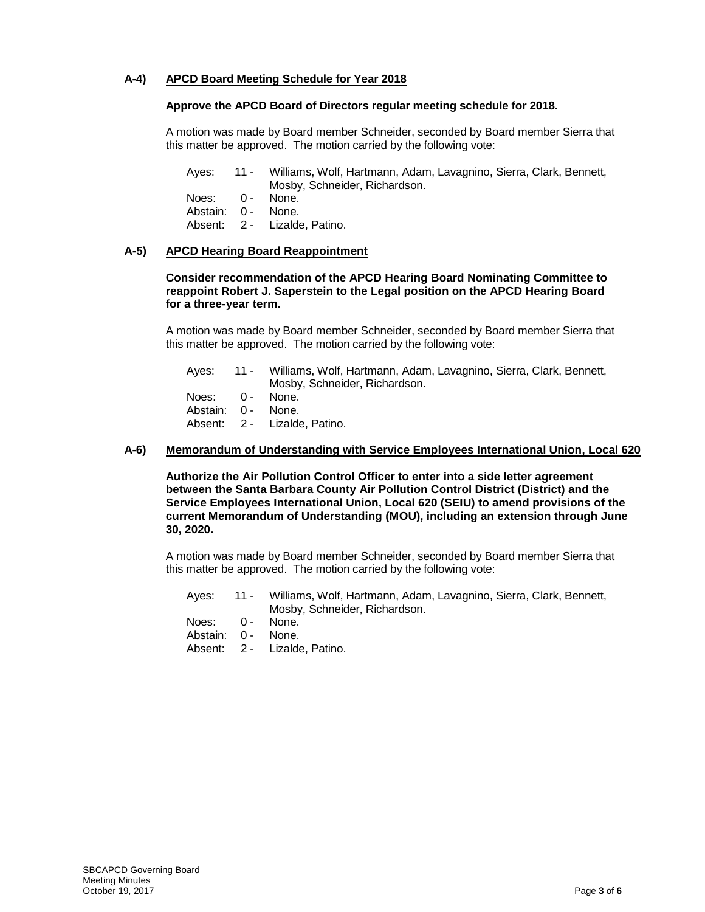**A-4) APCD Board Meeting Schedule for Year 2018**

**Approve the APCD Board of Directors regular meeting schedule for 2018.**

A motion was made by Board member Schneider, seconded by Board member Sierra that this matter be approved. The motion carried by the following vote:

Ayes: 11 - Williams, Wolf, Hartmann, Adam, Lavagnino, Sierra, Clark, Bennett, Mosby, Schneider, Richardson.
Noes: 0 - None.
Abstain: 0 - None.
Absent: 2 - Lizalde, Patino.

**A-5) APCD Hearing Board Reappointment**

**Consider recommendation of the APCD Hearing Board Nominating Committee to reappoint Robert J. Saperstein to the Legal position on the APCD Hearing Board for a three-year term.**

A motion was made by Board member Schneider, seconded by Board member Sierra that this matter be approved. The motion carried by the following vote:

Ayes: 11 - Williams, Wolf, Hartmann, Adam, Lavagnino, Sierra, Clark, Bennett, Mosby, Schneider, Richardson.
Noes: 0 - None.
Abstain: 0 - None.
Absent: 2 - Lizalde, Patino.

**A-6) Memorandum of Understanding with Service Employees International Union, Local 620**

**Authorize the Air Pollution Control Officer to enter into a side letter agreement between the Santa Barbara County Air Pollution Control District (District) and the Service Employees International Union, Local 620 (SEIU) to amend provisions of the current Memorandum of Understanding (MOU), including an extension through June 30, 2020.**

A motion was made by Board member Schneider, seconded by Board member Sierra that this matter be approved. The motion carried by the following vote:

Ayes: 11 - Williams, Wolf, Hartmann, Adam, Lavagnino, Sierra, Clark, Bennett, Mosby, Schneider, Richardson.
Noes: 0 - None.
Abstain: 0 - None.
Absent: 2 - Lizalde, Patino.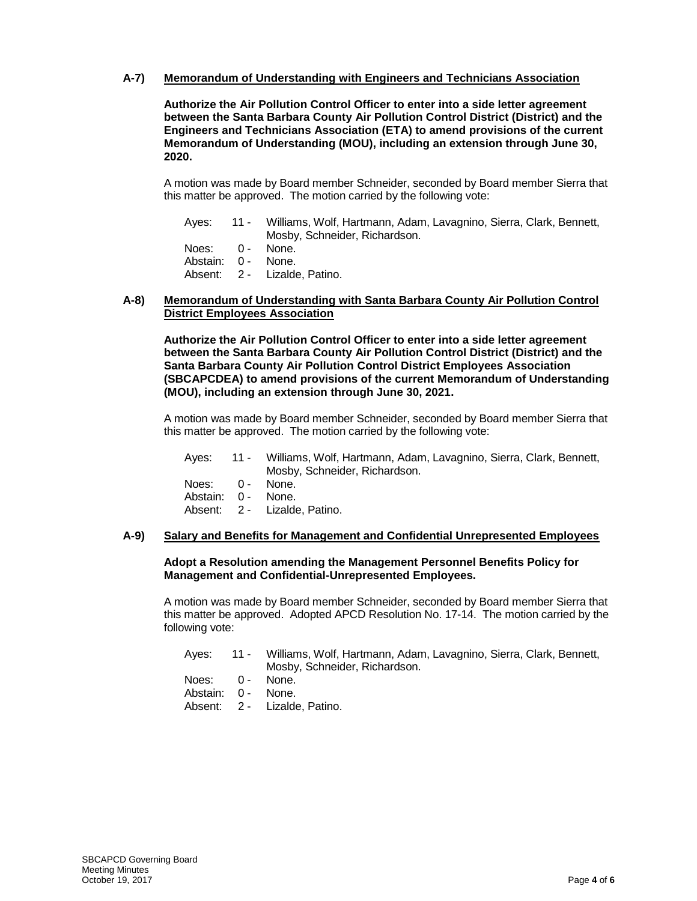**A-7) Memorandum of Understanding with Engineers and Technicians Association**

**Authorize the Air Pollution Control Officer to enter into a side letter agreement between the Santa Barbara County Air Pollution Control District (District) and the Engineers and Technicians Association (ETA) to amend provisions of the current Memorandum of Understanding (MOU), including an extension through June 30, 2020.**

A motion was made by Board member Schneider, seconded by Board member Sierra that this matter be approved. The motion carried by the following vote:

Ayes: 11 - Williams, Wolf, Hartmann, Adam, Lavagnino, Sierra, Clark, Bennett, Mosby, Schneider, Richardson.
Noes: 0 - None.
Abstain: 0 - None.
Absent: 2 - Lizalde, Patino.

**A-8) Memorandum of Understanding with Santa Barbara County Air Pollution Control District Employees Association**

**Authorize the Air Pollution Control Officer to enter into a side letter agreement between the Santa Barbara County Air Pollution Control District (District) and the Santa Barbara County Air Pollution Control District Employees Association (SBCAPCDEA) to amend provisions of the current Memorandum of Understanding (MOU), including an extension through June 30, 2021.**

A motion was made by Board member Schneider, seconded by Board member Sierra that this matter be approved. The motion carried by the following vote:

Ayes: 11 - Williams, Wolf, Hartmann, Adam, Lavagnino, Sierra, Clark, Bennett, Mosby, Schneider, Richardson.
Noes: 0 - None.
Abstain: 0 - None.
Absent: 2 - Lizalde, Patino.

**A-9) Salary and Benefits for Management and Confidential Unrepresented Employees**

**Adopt a Resolution amending the Management Personnel Benefits Policy for Management and Confidential-Unrepresented Employees.**

A motion was made by Board member Schneider, seconded by Board member Sierra that this matter be approved. Adopted APCD Resolution No. 17-14. The motion carried by the following vote:

Ayes: 11 - Williams, Wolf, Hartmann, Adam, Lavagnino, Sierra, Clark, Bennett, Mosby, Schneider, Richardson.
Noes: 0 - None.
Abstain: 0 - None.
Absent: 2 - Lizalde, Patino.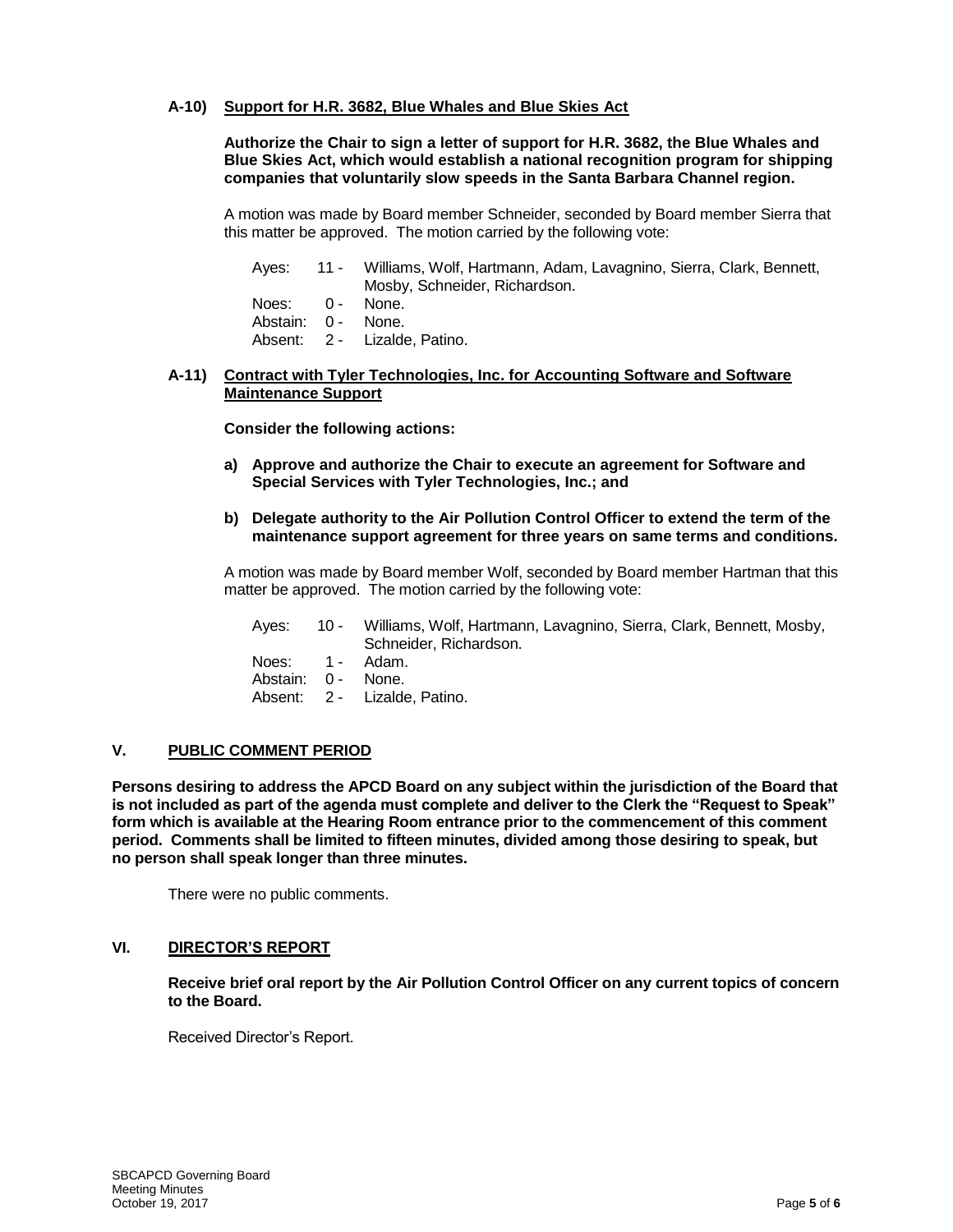**A-10) Support for H.R. 3682, Blue Whales and Blue Skies Act**

**Authorize the Chair to sign a letter of support for H.R. 3682, the Blue Whales and Blue Skies Act, which would establish a national recognition program for shipping companies that voluntarily slow speeds in the Santa Barbara Channel region.**

A motion was made by Board member Schneider, seconded by Board member Sierra that this matter be approved. The motion carried by the following vote:

Ayes: 11 - Williams, Wolf, Hartmann, Adam, Lavagnino, Sierra, Clark, Bennett, Mosby, Schneider, Richardson.
Noes: 0 - None.
Abstain: 0 - None.
Absent: 2 - Lizalde, Patino.

**A-11) Contract with Tyler Technologies, Inc. for Accounting Software and Software Maintenance Support**

**Consider the following actions:**

**a) Approve and authorize the Chair to execute an agreement for Software and Special Services with Tyler Technologies, Inc.; and**

**b) Delegate authority to the Air Pollution Control Officer to extend the term of the maintenance support agreement for three years on same terms and conditions.**

A motion was made by Board member Wolf, seconded by Board member Hartman that this matter be approved. The motion carried by the following vote:

Ayes: 10 - Williams, Wolf, Hartmann, Lavagnino, Sierra, Clark, Bennett, Mosby, Schneider, Richardson.
Noes: 1 - Adam.
Abstain: 0 - None.
Absent: 2 - Lizalde, Patino.

## V. PUBLIC COMMENT PERIOD

**Persons desiring to address the APCD Board on any subject within the jurisdiction of the Board that is not included as part of the agenda must complete and deliver to the Clerk the "Request to Speak" form which is available at the Hearing Room entrance prior to the commencement of this comment period. Comments shall be limited to fifteen minutes, divided among those desiring to speak, but no person shall speak longer than three minutes.**

There were no public comments.

## VI. DIRECTOR'S REPORT

**Receive brief oral report by the Air Pollution Control Officer on any current topics of concern to the Board.**

Received Director's Report.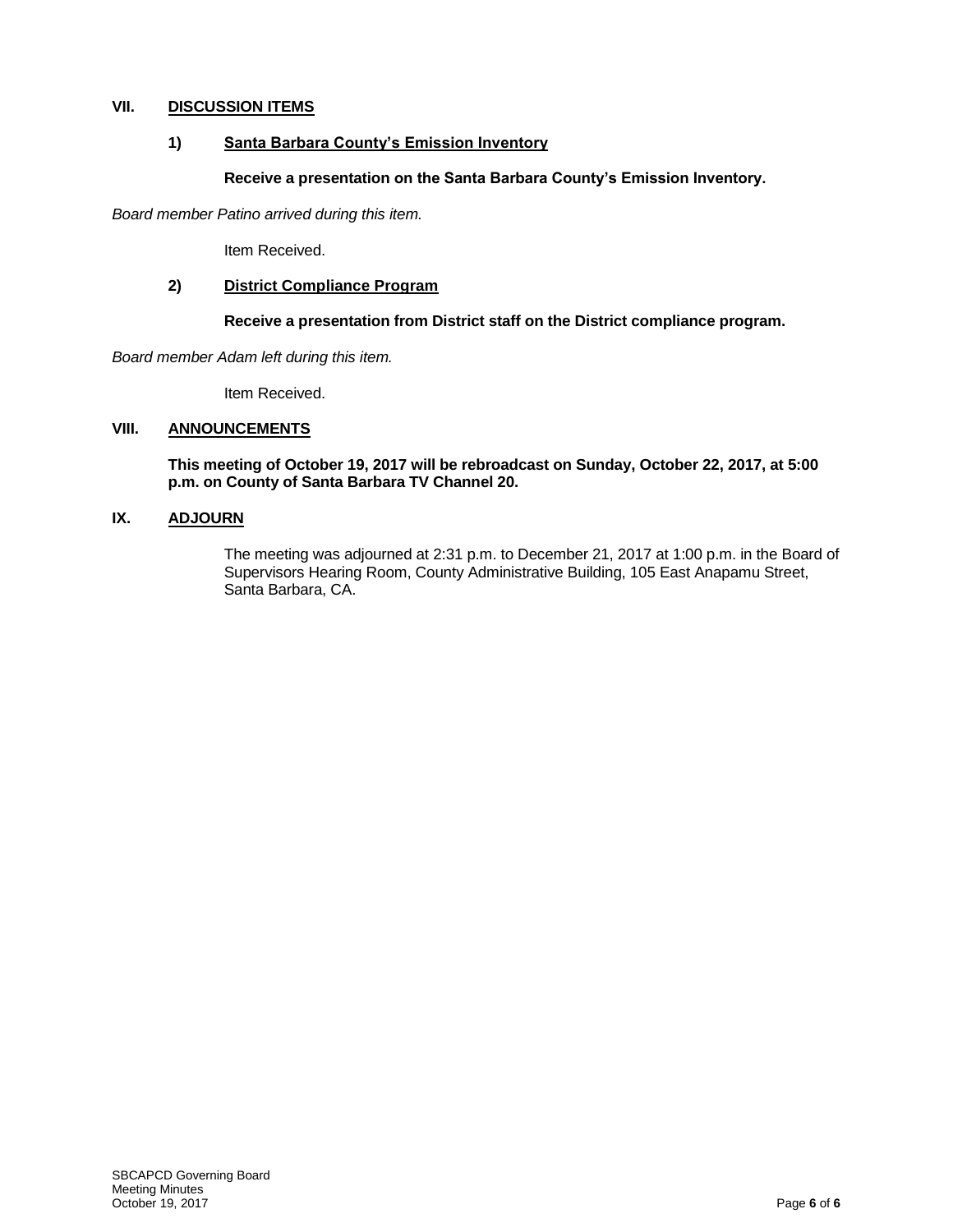## VII. DISCUSSION ITEMS

### 1) Santa Barbara County's Emission Inventory

**Receive a presentation on the Santa Barbara County's Emission Inventory.**

*Board member Patino arrived during this item.*

Item Received.

### 2) District Compliance Program

**Receive a presentation from District staff on the District compliance program.**

*Board member Adam left during this item.*

Item Received.

## VIII. ANNOUNCEMENTS

**This meeting of October 19, 2017 will be rebroadcast on Sunday, October 22, 2017, at 5:00 p.m. on County of Santa Barbara TV Channel 20.**

## IX. ADJOURN

The meeting was adjourned at 2:31 p.m. to December 21, 2017 at 1:00 p.m. in the Board of Supervisors Hearing Room, County Administrative Building, 105 East Anapamu Street, Santa Barbara, CA.